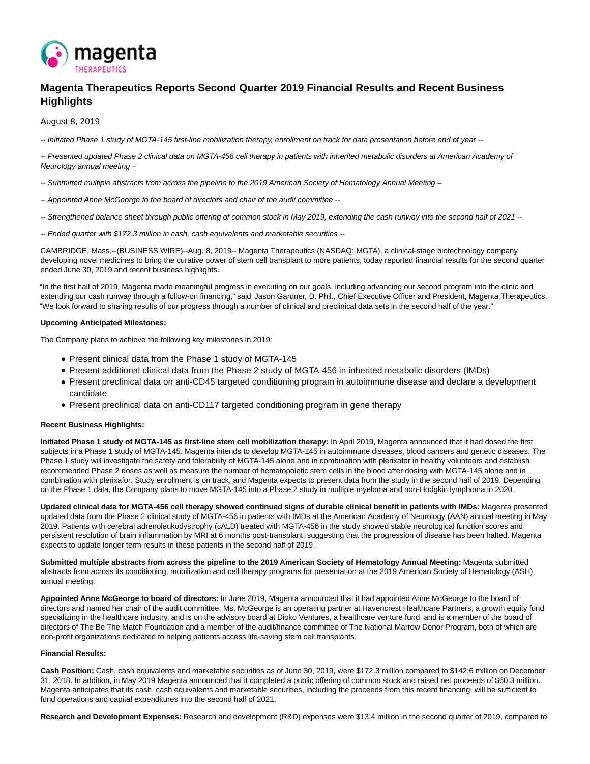# Magenta Therapeutics Reports Second Quarter 2019 Financial Results and Recent Business Highlights

August 8, 2019

*-- Initiated Phase 1 study of MGTA-145 first-line mobilization therapy, enrollment on track for data presentation before end of year --*

*-- Presented updated Phase 2 clinical data on MGTA-456 cell therapy in patients with inherited metabolic disorders at American Academy of Neurology annual meeting –*

*-- Submitted multiple abstracts from across the pipeline to the 2019 American Society of Hematology Annual Meeting –*

*-- Appointed Anne McGeorge to the board of directors and chair of the audit committee --*

*-- Strengthened balance sheet through public offering of common stock in May 2019, extending the cash runway into the second half of 2021 --*

*-- Ended quarter with $172.3 million in cash, cash equivalents and marketable securities --*

CAMBRIDGE, Mass.--(BUSINESS WIRE)--Aug. 8, 2019-- Magenta Therapeutics (NASDAQ: MGTA), a clinical-stage biotechnology company developing novel medicines to bring the curative power of stem cell transplant to more patients, today reported financial results for the second quarter ended June 30, 2019 and recent business highlights.

"In the first half of 2019, Magenta made meaningful progress in executing on our goals, including advancing our second program into the clinic and extending our cash runway through a follow-on financing," said Jason Gardner, D. Phil., Chief Executive Officer and President, Magenta Therapeutics. "We look forward to sharing results of our progress through a number of clinical and preclinical data sets in the second half of the year."

**Upcoming Anticipated Milestones:**

The Company plans to achieve the following key milestones in 2019:

- Present clinical data from the Phase 1 study of MGTA-145
- Present additional clinical data from the Phase 2 study of MGTA-456 in inherited metabolic disorders (IMDs)
- Present preclinical data on anti-CD45 targeted conditioning program in autoimmune disease and declare a development candidate
- Present preclinical data on anti-CD117 targeted conditioning program in gene therapy

**Recent Business Highlights:**

**Initiated Phase 1 study of MGTA-145 as first-line stem cell mobilization therapy:** In April 2019, Magenta announced that it had dosed the first subjects in a Phase 1 study of MGTA-145. Magenta intends to develop MGTA-145 in autoimmune diseases, blood cancers and genetic diseases. The Phase 1 study will investigate the safety and tolerability of MGTA-145 alone and in combination with plerixafor in healthy volunteers and establish recommended Phase 2 doses as well as measure the number of hematopoietic stem cells in the blood after dosing with MGTA-145 alone and in combination with plerixafor. Study enrollment is on track, and Magenta expects to present data from the study in the second half of 2019. Depending on the Phase 1 data, the Company plans to move MGTA-145 into a Phase 2 study in multiple myeloma and non-Hodgkin lymphoma in 2020.

**Updated clinical data for MGTA-456 cell therapy showed continued signs of durable clinical benefit in patients with IMDs:** Magenta presented updated data from the Phase 2 clinical study of MGTA-456 in patients with IMDs at the American Academy of Neurology (AAN) annual meeting in May 2019. Patients with cerebral adrenoleukodystrophy (cALD) treated with MGTA-456 in the study showed stable neurological function scores and persistent resolution of brain inflammation by MRI at 6 months post-transplant, suggesting that the progression of disease has been halted. Magenta expects to update longer term results in these patients in the second half of 2019.

**Submitted multiple abstracts from across the pipeline to the 2019 American Society of Hematology Annual Meeting:** Magenta submitted abstracts from across its conditioning, mobilization and cell therapy programs for presentation at the 2019 American Society of Hematology (ASH) annual meeting.

**Appointed Anne McGeorge to board of directors:** In June 2019, Magenta announced that it had appointed Anne McGeorge to the board of directors and named her chair of the audit committee. Ms. McGeorge is an operating partner at Havencrest Healthcare Partners, a growth equity fund specializing in the healthcare industry, and is on the advisory board at Dioko Ventures, a healthcare venture fund, and is a member of the board of directors of The Be The Match Foundation and a member of the audit/finance committee of The National Marrow Donor Program, both of which are non-profit organizations dedicated to helping patients access life-saving stem cell transplants.

**Financial Results:**

**Cash Position:** Cash, cash equivalents and marketable securities as of June 30, 2019, were $172.3 million compared to $142.6 million on December 31, 2018. In addition, in May 2019 Magenta announced that it completed a public offering of common stock and raised net proceeds of $60.3 million. Magenta anticipates that its cash, cash equivalents and marketable securities, including the proceeds from this recent financing, will be sufficient to fund operations and capital expenditures into the second half of 2021.

**Research and Development Expenses:** Research and development (R&D) expenses were $13.4 million in the second quarter of 2019, compared to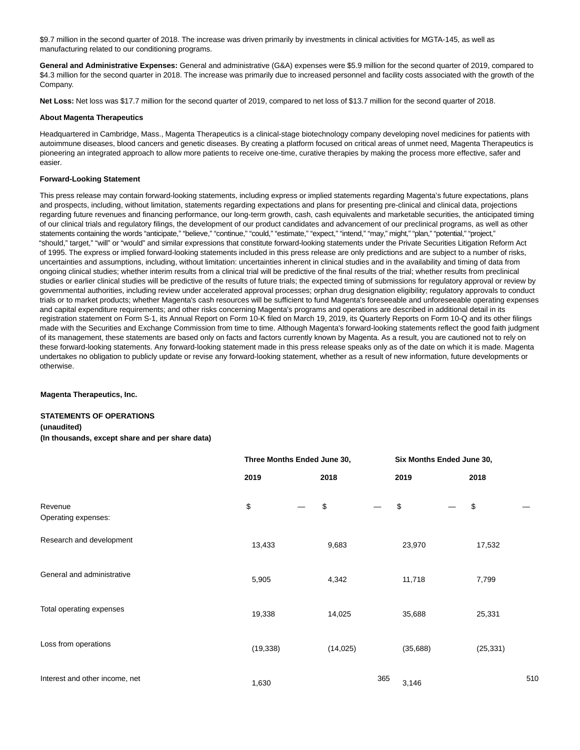$9.7 million in the second quarter of 2018. The increase was driven primarily by investments in clinical activities for MGTA-145, as well as manufacturing related to our conditioning programs.

**General and Administrative Expenses:** General and administrative (G&A) expenses were $5.9 million for the second quarter of 2019, compared to $4.3 million for the second quarter in 2018. The increase was primarily due to increased personnel and facility costs associated with the growth of the Company.

**Net Loss:** Net loss was $17.7 million for the second quarter of 2019, compared to net loss of $13.7 million for the second quarter of 2018.

**About Magenta Therapeutics**

Headquartered in Cambridge, Mass., Magenta Therapeutics is a clinical-stage biotechnology company developing novel medicines for patients with autoimmune diseases, blood cancers and genetic diseases. By creating a platform focused on critical areas of unmet need, Magenta Therapeutics is pioneering an integrated approach to allow more patients to receive one-time, curative therapies by making the process more effective, safer and easier.

**Forward-Looking Statement**

This press release may contain forward-looking statements, including express or implied statements regarding Magenta's future expectations, plans and prospects, including, without limitation, statements regarding expectations and plans for presenting pre-clinical and clinical data, projections regarding future revenues and financing performance, our long-term growth, cash, cash equivalents and marketable securities, the anticipated timing of our clinical trials and regulatory filings, the development of our product candidates and advancement of our preclinical programs, as well as other statements containing the words "anticipate," "believe," "continue," "could," "estimate," "expect," "intend," "may," might," "plan," "potential," "project," "should," target," "will" or "would" and similar expressions that constitute forward-looking statements under the Private Securities Litigation Reform Act of 1995. The express or implied forward-looking statements included in this press release are only predictions and are subject to a number of risks, uncertainties and assumptions, including, without limitation: uncertainties inherent in clinical studies and in the availability and timing of data from ongoing clinical studies; whether interim results from a clinical trial will be predictive of the final results of the trial; whether results from preclinical studies or earlier clinical studies will be predictive of the results of future trials; the expected timing of submissions for regulatory approval or review by governmental authorities, including review under accelerated approval processes; orphan drug designation eligibility; regulatory approvals to conduct trials or to market products; whether Magenta's cash resources will be sufficient to fund Magenta's foreseeable and unforeseeable operating expenses and capital expenditure requirements; and other risks concerning Magenta's programs and operations are described in additional detail in its registration statement on Form S-1, its Annual Report on Form 10-K filed on March 19, 2019, its Quarterly Reports on Form 10-Q and its other filings made with the Securities and Exchange Commission from time to time. Although Magenta's forward-looking statements reflect the good faith judgment of its management, these statements are based only on facts and factors currently known by Magenta. As a result, you are cautioned not to rely on these forward-looking statements. Any forward-looking statement made in this press release speaks only as of the date on which it is made. Magenta undertakes no obligation to publicly update or revise any forward-looking statement, whether as a result of new information, future developments or otherwise.

**Magenta Therapeutics, Inc.**

**STATEMENTS OF OPERATIONS**
**(unaudited)**
**(In thousands, except share and per share data)**

| | Three Months Ended June 30, | | Six Months Ended June 30, | |
|---|---|---|---|---|
| | 2019 | 2018 | 2019 | 2018 |
| Revenue | $ — | $ — | $ — | $ — |
| Operating expenses: | | | | |
| Research and development | 13,433 | 9,683 | 23,970 | 17,532 |
| General and administrative | 5,905 | 4,342 | 11,718 | 7,799 |
| Total operating expenses | 19,338 | 14,025 | 35,688 | 25,331 |
| Loss from operations | (19,338) | (14,025) | (35,688) | (25,331) |
| Interest and other income, net | 1,630 | 365 | 3,146 | 510 |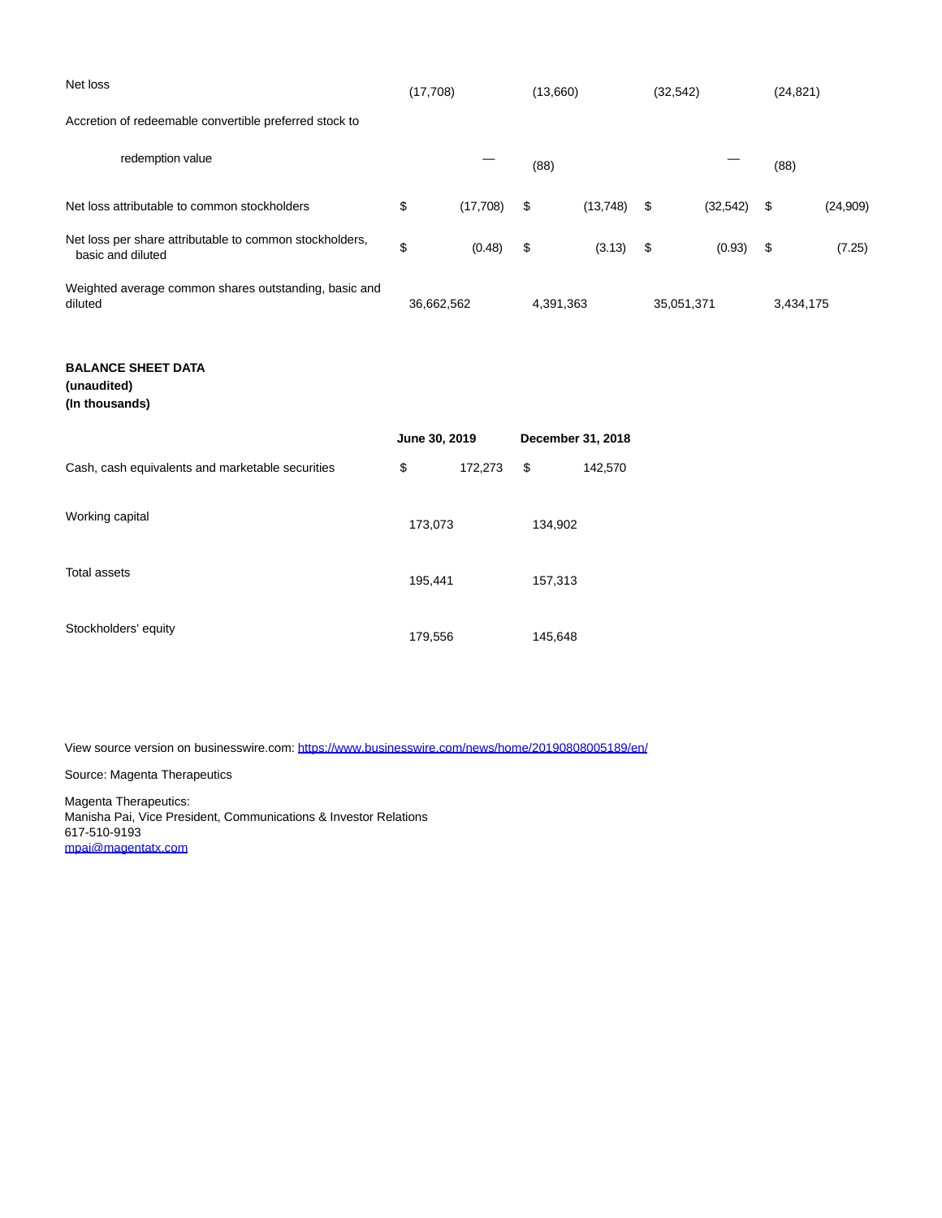| | | | | |
|---|---|---|---|---|
| Net loss | (17,708) | (13,660) | (32,542) | (24,821) |
| Accretion of redeemable convertible preferred stock to redemption value | — | (88) | — | (88) |
| Net loss attributable to common stockholders | $ (17,708) | $ (13,748) | $ (32,542) | $ (24,909) |
| Net loss per share attributable to common stockholders, basic and diluted | $ (0.48) | $ (3.13) | $ (0.93) | $ (7.25) |
| Weighted average common shares outstanding, basic and diluted | 36,662,562 | 4,391,363 | 35,051,371 | 3,434,175 |

**BALANCE SHEET DATA**
**(unaudited)**
**(In thousands)**

| | June 30, 2019 | December 31, 2018 |
|---|---|---|
| Cash, cash equivalents and marketable securities | $ 172,273 | $ 142,570 |
| Working capital | 173,073 | 134,902 |
| Total assets | 195,441 | 157,313 |
| Stockholders' equity | 179,556 | 145,648 |

View source version on businesswire.com: https://www.businesswire.com/news/home/20190808005189/en/

Source: Magenta Therapeutics

Magenta Therapeutics:
Manisha Pai, Vice President, Communications & Investor Relations
617-510-9193
mpai@magentatx.com